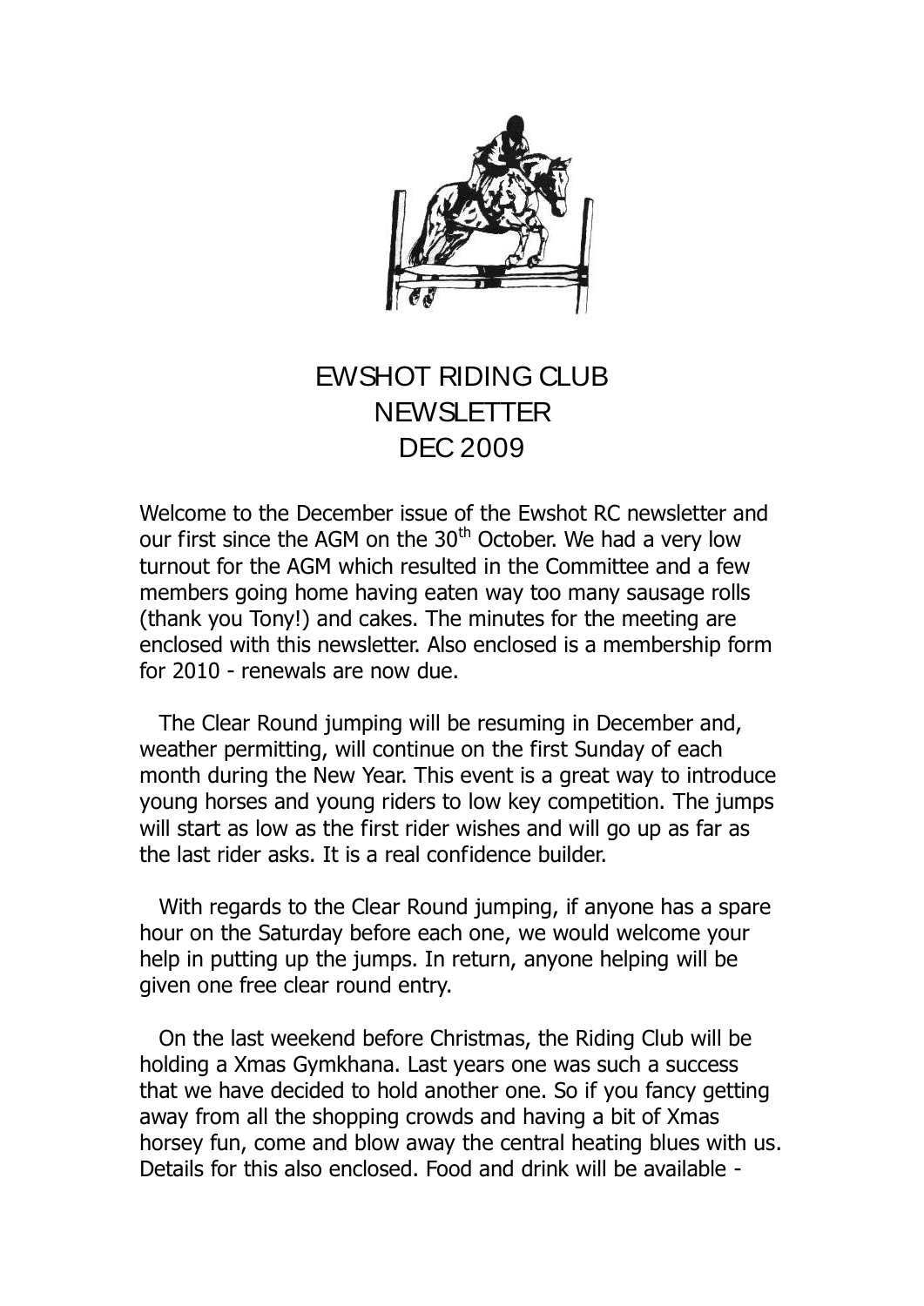# EWSHOT RIDING CLUB
# NEWSLETTER
# DEC 2009

Welcome to the December issue of the Ewshot RC newsletter and our first since the AGM on the 30th October. We had a very low turnout for the AGM which resulted in the Committee and a few members going home having eaten way too many sausage rolls (thank you Tony!) and cakes. The minutes for the meeting are enclosed with this newsletter. Also enclosed is a membership form for 2010 - renewals are now due.

The Clear Round jumping will be resuming in December and, weather permitting, will continue on the first Sunday of each month during the New Year. This event is a great way to introduce young horses and young riders to low key competition. The jumps will start as low as the first rider wishes and will go up as far as the last rider asks. It is a real confidence builder.

With regards to the Clear Round jumping, if anyone has a spare hour on the Saturday before each one, we would welcome your help in putting up the jumps. In return, anyone helping will be given one free clear round entry.

On the last weekend before Christmas, the Riding Club will be holding a Xmas Gymkhana. Last years one was such a success that we have decided to hold another one. So if you fancy getting away from all the shopping crowds and having a bit of Xmas horsey fun, come and blow away the central heating blues with us. Details for this also enclosed. Food and drink will be available -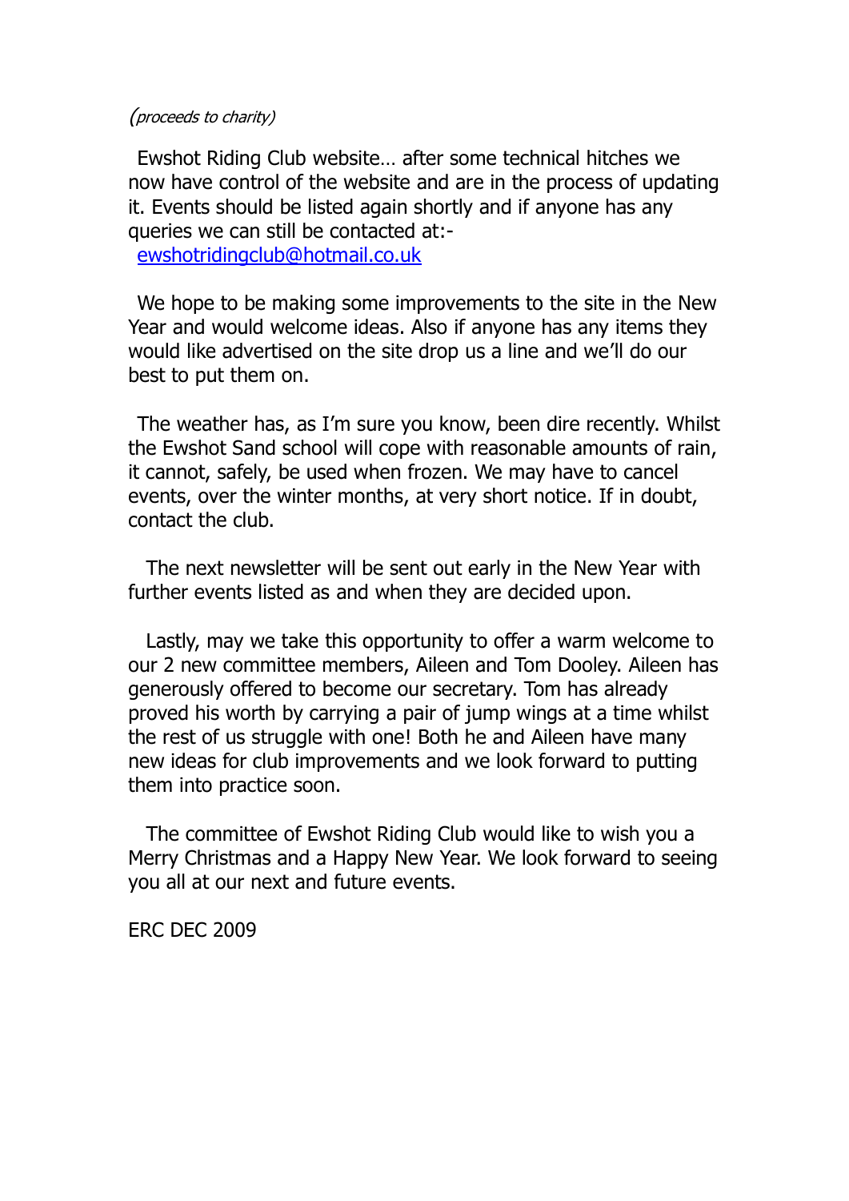*(proceeds to charity)*

Ewshot Riding Club website… after some technical hitches we now have control of the website and are in the process of updating it. Events should be listed again shortly and if anyone has any queries we can still be contacted at:-
ewshotridingclub@hotmail.co.uk

We hope to be making some improvements to the site in the New Year and would welcome ideas. Also if anyone has any items they would like advertised on the site drop us a line and we'll do our best to put them on.

The weather has, as I'm sure you know, been dire recently. Whilst the Ewshot Sand school will cope with reasonable amounts of rain, it cannot, safely, be used when frozen. We may have to cancel events, over the winter months, at very short notice. If in doubt, contact the club.

The next newsletter will be sent out early in the New Year with further events listed as and when they are decided upon.

Lastly, may we take this opportunity to offer a warm welcome to our 2 new committee members, Aileen and Tom Dooley. Aileen has generously offered to become our secretary. Tom has already proved his worth by carrying a pair of jump wings at a time whilst the rest of us struggle with one! Both he and Aileen have many new ideas for club improvements and we look forward to putting them into practice soon.

The committee of Ewshot Riding Club would like to wish you a Merry Christmas and a Happy New Year. We look forward to seeing you all at our next and future events.

ERC DEC 2009